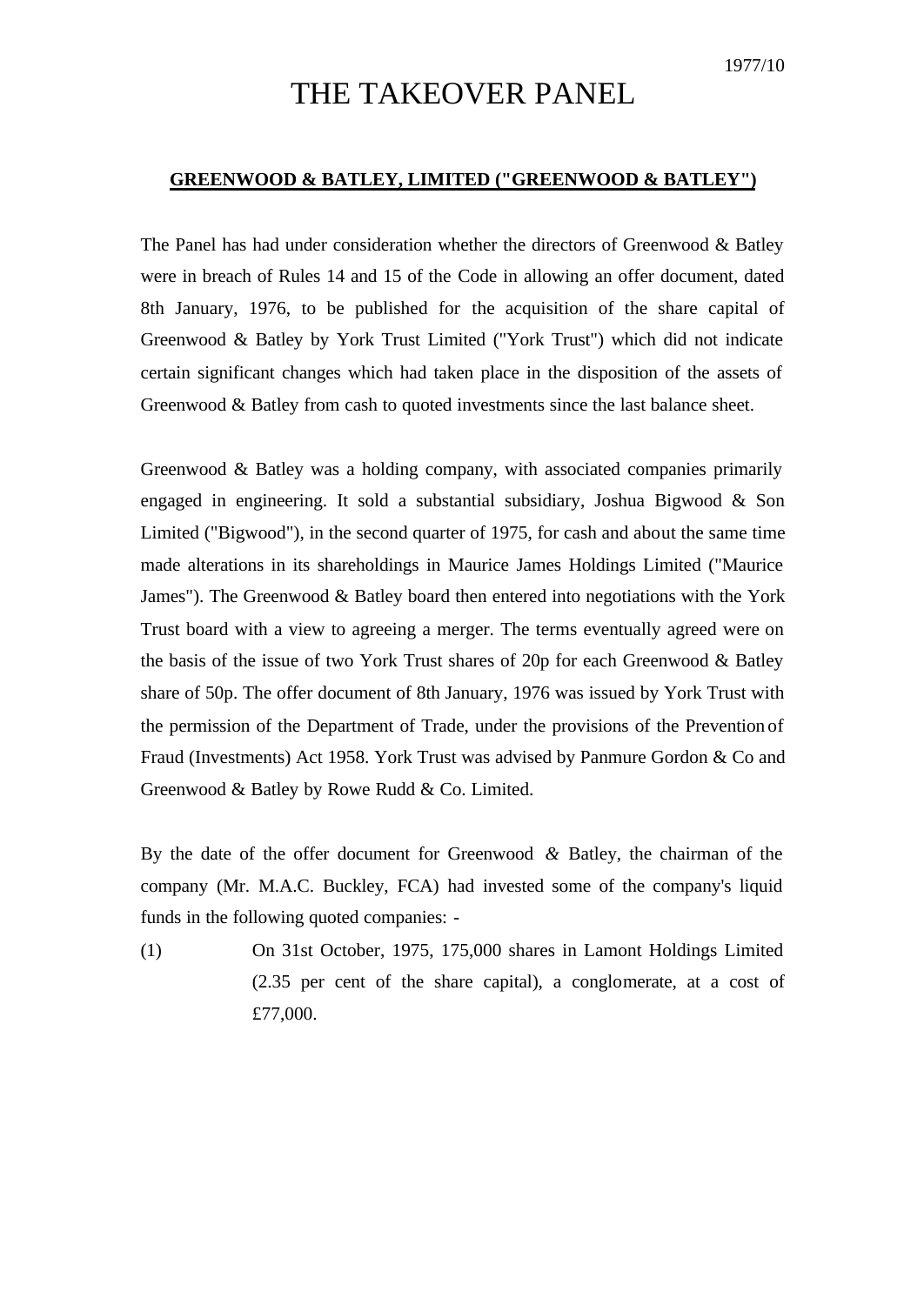1977/10

# THE TAKEOVER PANEL

**GREENWOOD & BATLEY, LIMITED ("GREENWOOD & BATLEY")**

The Panel has had under consideration whether the directors of Greenwood & Batley were in breach of Rules 14 and 15 of the Code in allowing an offer document, dated 8th January, 1976, to be published for the acquisition of the share capital of Greenwood & Batley by York Trust Limited ("York Trust") which did not indicate certain significant changes which had taken place in the disposition of the assets of Greenwood & Batley from cash to quoted investments since the last balance sheet.

Greenwood & Batley was a holding company, with associated companies primarily engaged in engineering. It sold a substantial subsidiary, Joshua Bigwood & Son Limited ("Bigwood"), in the second quarter of 1975, for cash and about the same time made alterations in its shareholdings in Maurice James Holdings Limited ("Maurice James"). The Greenwood & Batley board then entered into negotiations with the York Trust board with a view to agreeing a merger. The terms eventually agreed were on the basis of the issue of two York Trust shares of 20p for each Greenwood & Batley share of 50p. The offer document of 8th January, 1976 was issued by York Trust with the permission of the Department of Trade, under the provisions of the Prevention of Fraud (Investments) Act 1958. York Trust was advised by Panmure Gordon & Co and Greenwood & Batley by Rowe Rudd & Co. Limited.

By the date of the offer document for Greenwood & Batley, the chairman of the company (Mr. M.A.C. Buckley, FCA) had invested some of the company's liquid funds in the following quoted companies: -

(1) On 31st October, 1975, 175,000 shares in Lamont Holdings Limited (2.35 per cent of the share capital), a conglomerate, at a cost of £77,000.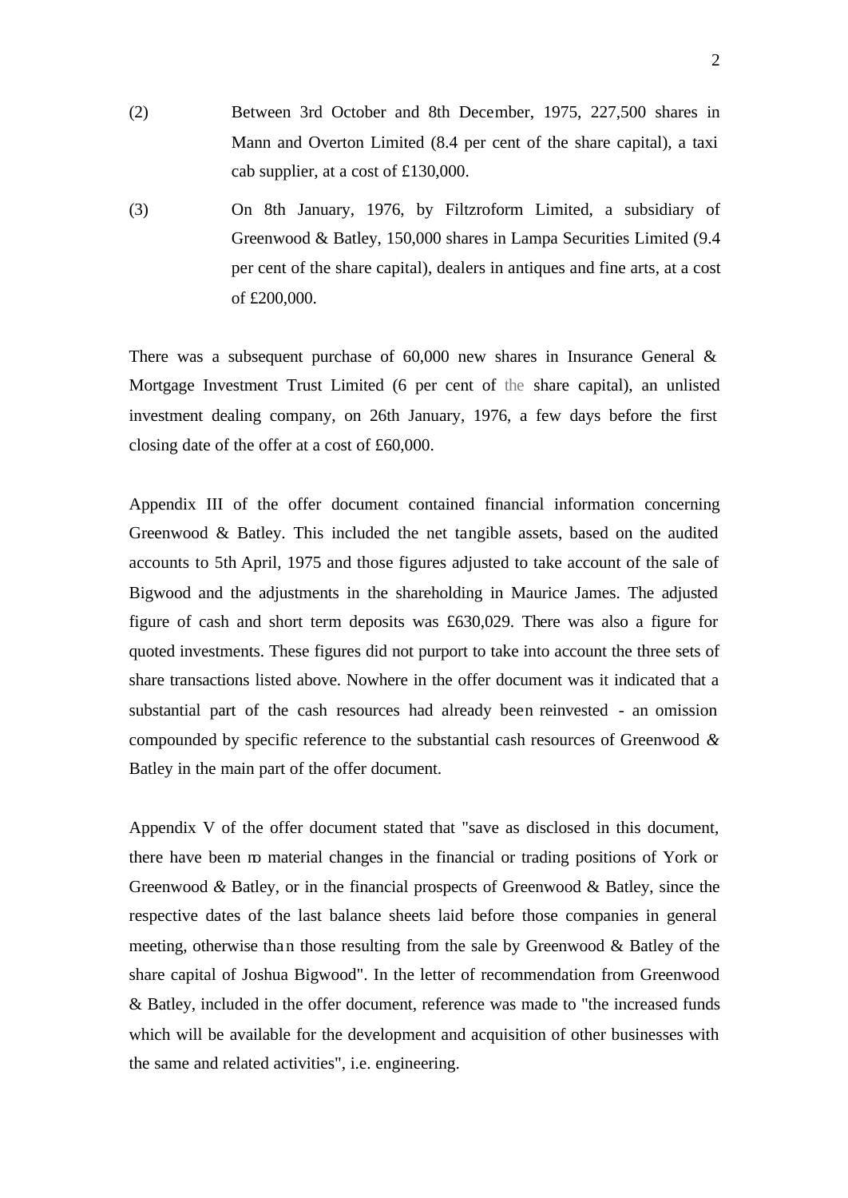(2) Between 3rd October and 8th December, 1975, 227,500 shares in Mann and Overton Limited (8.4 per cent of the share capital), a taxi cab supplier, at a cost of £130,000.

(3) On 8th January, 1976, by Filtzroform Limited, a subsidiary of Greenwood & Batley, 150,000 shares in Lampa Securities Limited (9.4 per cent of the share capital), dealers in antiques and fine arts, at a cost of £200,000.

There was a subsequent purchase of 60,000 new shares in Insurance General & Mortgage Investment Trust Limited (6 per cent of the share capital), an unlisted investment dealing company, on 26th January, 1976, a few days before the first closing date of the offer at a cost of £60,000.

Appendix III of the offer document contained financial information concerning Greenwood & Batley. This included the net tangible assets, based on the audited accounts to 5th April, 1975 and those figures adjusted to take account of the sale of Bigwood and the adjustments in the shareholding in Maurice James. The adjusted figure of cash and short term deposits was £630,029. There was also a figure for quoted investments. These figures did not purport to take into account the three sets of share transactions listed above. Nowhere in the offer document was it indicated that a substantial part of the cash resources had already been reinvested - an omission compounded by specific reference to the substantial cash resources of Greenwood & Batley in the main part of the offer document.

Appendix V of the offer document stated that "save as disclosed in this document, there have been no material changes in the financial or trading positions of York or Greenwood & Batley, or in the financial prospects of Greenwood & Batley, since the respective dates of the last balance sheets laid before those companies in general meeting, otherwise than those resulting from the sale by Greenwood & Batley of the share capital of Joshua Bigwood". In the letter of recommendation from Greenwood & Batley, included in the offer document, reference was made to "the increased funds which will be available for the development and acquisition of other businesses with the same and related activities", i.e. engineering.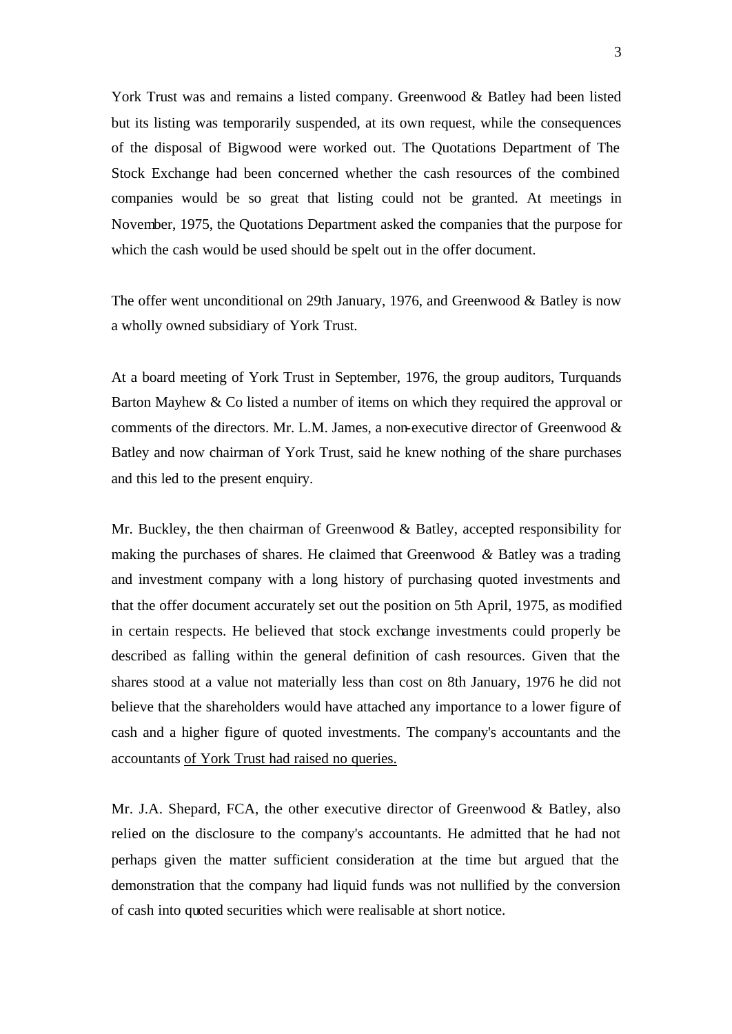York Trust was and remains a listed company. Greenwood & Batley had been listed but its listing was temporarily suspended, at its own request, while the consequences of the disposal of Bigwood were worked out. The Quotations Department of The Stock Exchange had been concerned whether the cash resources of the combined companies would be so great that listing could not be granted. At meetings in November, 1975, the Quotations Department asked the companies that the purpose for which the cash would be used should be spelt out in the offer document.

The offer went unconditional on 29th January, 1976, and Greenwood & Batley is now a wholly owned subsidiary of York Trust.

At a board meeting of York Trust in September, 1976, the group auditors, Turquands Barton Mayhew & Co listed a number of items on which they required the approval or comments of the directors. Mr. L.M. James, a non-executive director of Greenwood & Batley and now chairman of York Trust, said he knew nothing of the share purchases and this led to the present enquiry.

Mr. Buckley, the then chairman of Greenwood & Batley, accepted responsibility for making the purchases of shares. He claimed that Greenwood & Batley was a trading and investment company with a long history of purchasing quoted investments and that the offer document accurately set out the position on 5th April, 1975, as modified in certain respects. He believed that stock exchange investments could properly be described as falling within the general definition of cash resources. Given that the shares stood at a value not materially less than cost on 8th January, 1976 he did not believe that the shareholders would have attached any importance to a lower figure of cash and a higher figure of quoted investments. The company's accountants and the accountants of York Trust had raised no queries.

Mr. J.A. Shepard, FCA, the other executive director of Greenwood & Batley, also relied on the disclosure to the company's accountants. He admitted that he had not perhaps given the matter sufficient consideration at the time but argued that the demonstration that the company had liquid funds was not nullified by the conversion of cash into quoted securities which were realisable at short notice.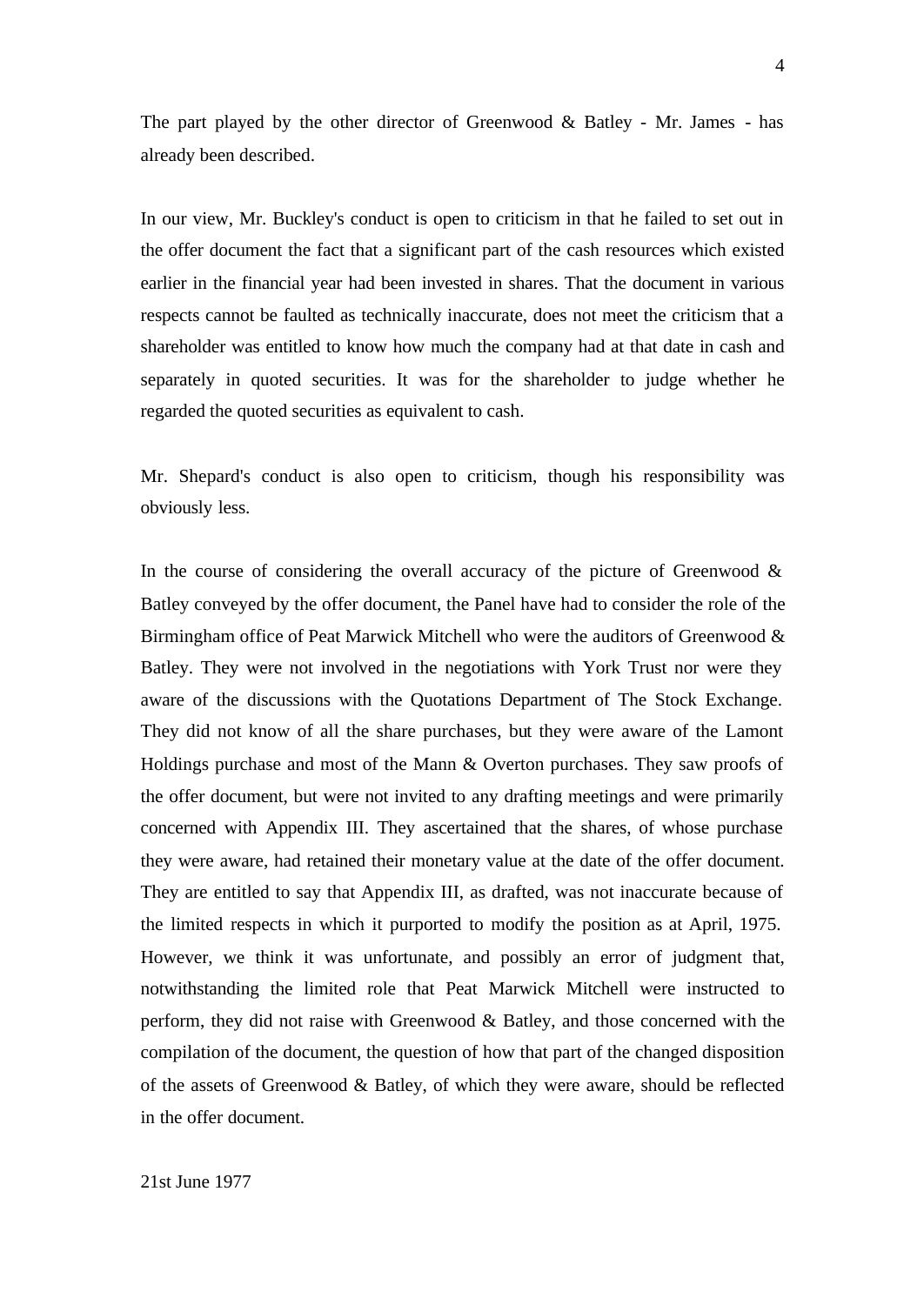The part played by the other director of Greenwood & Batley - Mr. James - has already been described.

In our view, Mr. Buckley's conduct is open to criticism in that he failed to set out in the offer document the fact that a significant part of the cash resources which existed earlier in the financial year had been invested in shares. That the document in various respects cannot be faulted as technically inaccurate, does not meet the criticism that a shareholder was entitled to know how much the company had at that date in cash and separately in quoted securities. It was for the shareholder to judge whether he regarded the quoted securities as equivalent to cash.

Mr. Shepard's conduct is also open to criticism, though his responsibility was obviously less.

In the course of considering the overall accuracy of the picture of Greenwood & Batley conveyed by the offer document, the Panel have had to consider the role of the Birmingham office of Peat Marwick Mitchell who were the auditors of Greenwood & Batley. They were not involved in the negotiations with York Trust nor were they aware of the discussions with the Quotations Department of The Stock Exchange. They did not know of all the share purchases, but they were aware of the Lamont Holdings purchase and most of the Mann & Overton purchases. They saw proofs of the offer document, but were not invited to any drafting meetings and were primarily concerned with Appendix III. They ascertained that the shares, of whose purchase they were aware, had retained their monetary value at the date of the offer document. They are entitled to say that Appendix III, as drafted, was not inaccurate because of the limited respects in which it purported to modify the position as at April, 1975. However, we think it was unfortunate, and possibly an error of judgment that, notwithstanding the limited role that Peat Marwick Mitchell were instructed to perform, they did not raise with Greenwood & Batley, and those concerned with the compilation of the document, the question of how that part of the changed disposition of the assets of Greenwood & Batley, of which they were aware, should be reflected in the offer document.

21st June 1977